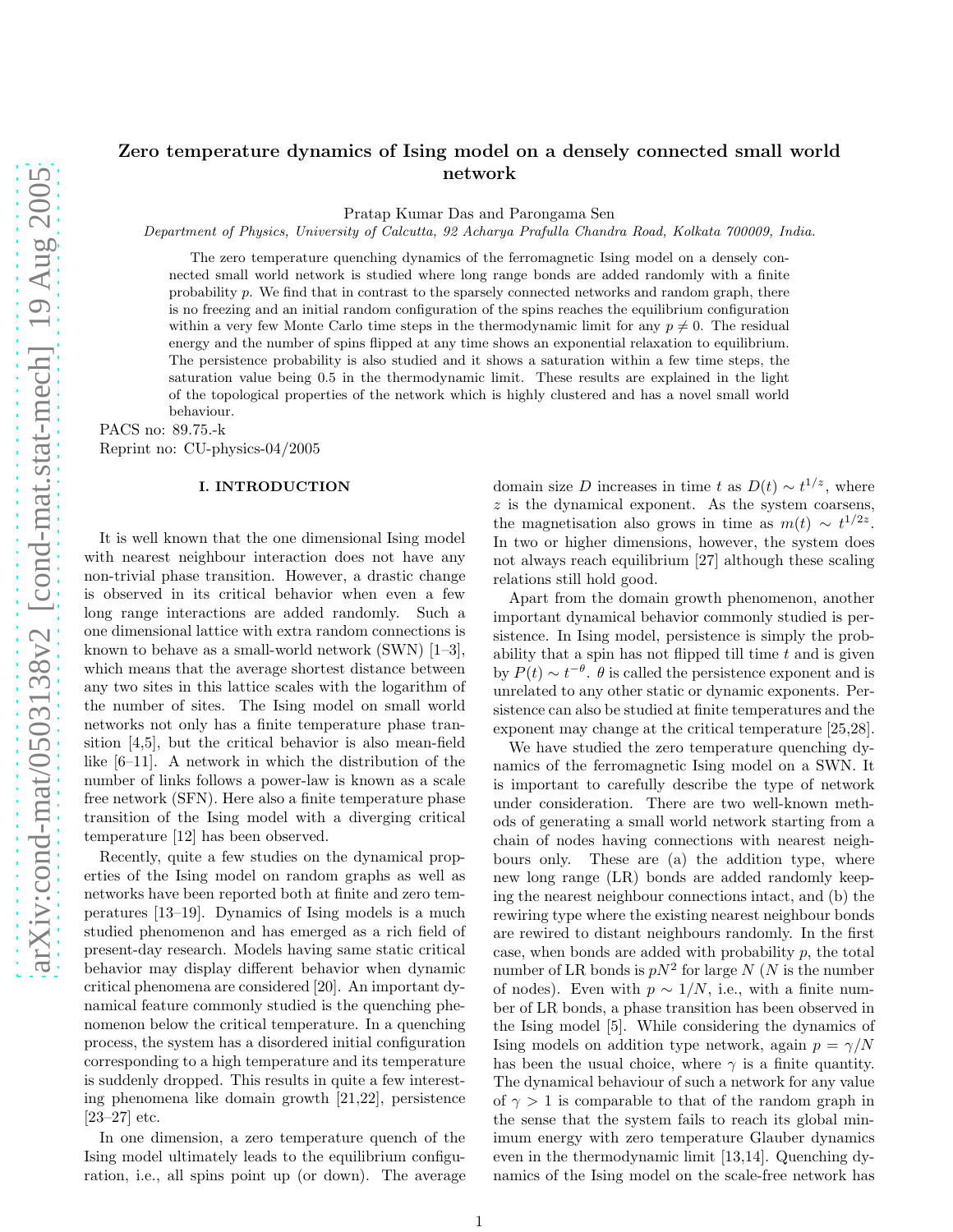# Zero temperature dynamics of Ising model on a densely connected small world network

Pratap Kumar Das and Parongama Sen

*Department of Physics, University of Calcutta, 92 Acharya Prafulla Chandra Road, Kolkata 700009, India.*

The zero temperature quenching dynamics of the ferromagnetic Ising model on a densely connected small world network is studied where long range bonds are added randomly with a finite probability $p$. We find that in contrast to the sparsely connected networks and random graph, there is no freezing and an initial random configuration of the spins reaches the equilibrium configuration within a very few Monte Carlo time steps in the thermodynamic limit for any $p \neq 0$. The residual energy and the number of spins flipped at any time shows an exponential relaxation to equilibrium. The persistence probability is also studied and it shows a saturation within a few time steps, the saturation value being 0.5 in the thermodynamic limit. These results are explained in the light of the topological properties of the network which is highly clustered and has a novel small world behaviour.

PACS no: 89.75.-k

Reprint no: CU-physics-04/2005

## I. INTRODUCTION

It is well known that the one dimensional Ising model with nearest neighbour interaction does not have any non-trivial phase transition. However, a drastic change is observed in its critical behavior when even a few long range interactions are added randomly. Such a one dimensional lattice with extra random connections is known to behave as a small-world network (SWN) [1–3], which means that the average shortest distance between any two sites in this lattice scales with the logarithm of the number of sites. The Ising model on small world networks not only has a finite temperature phase transition [4,5], but the critical behavior is also mean-field like [6–11]. A network in which the distribution of the number of links follows a power-law is known as a scale free network (SFN). Here also a finite temperature phase transition of the Ising model with a diverging critical temperature [12] has been observed.

Recently, quite a few studies on the dynamical properties of the Ising model on random graphs as well as networks have been reported both at finite and zero temperatures [13–19]. Dynamics of Ising models is a much studied phenomenon and has emerged as a rich field of present-day research. Models having same static critical behavior may display different behavior when dynamic critical phenomena are considered [20]. An important dynamical feature commonly studied is the quenching phenomenon below the critical temperature. In a quenching process, the system has a disordered initial configuration corresponding to a high temperature and its temperature is suddenly dropped. This results in quite a few interesting phenomena like domain growth [21,22], persistence [23–27] etc.

In one dimension, a zero temperature quench of the Ising model ultimately leads to the equilibrium configuration, i.e., all spins point up (or down). The average domain size $D$ increases in time $t$ as $D(t) \sim t^{1/z}$, where $z$ is the dynamical exponent. As the system coarsens, the magnetisation also grows in time as $m(t) \sim t^{1/2z}$. In two or higher dimensions, however, the system does not always reach equilibrium [27] although these scaling relations still hold good.

Apart from the domain growth phenomenon, another important dynamical behavior commonly studied is persistence. In Ising model, persistence is simply the probability that a spin has not flipped till time $t$ and is given by $P(t) \sim t^{-\theta}$. $\theta$ is called the persistence exponent and is unrelated to any other static or dynamic exponents. Persistence can also be studied at finite temperatures and the exponent may change at the critical temperature [25,28].

We have studied the zero temperature quenching dynamics of the ferromagnetic Ising model on a SWN. It is important to carefully describe the type of network under consideration. There are two well-known methods of generating a small world network starting from a chain of nodes having connections with nearest neighbours only. These are (a) the addition type, where new long range (LR) bonds are added randomly keeping the nearest neighbour connections intact, and (b) the rewiring type where the existing nearest neighbour bonds are rewired to distant neighbours randomly. In the first case, when bonds are added with probability $p$, the total number of LR bonds is $pN^2$ for large $N$ ($N$ is the number of nodes). Even with $p \sim 1/N$, i.e., with a finite number of LR bonds, a phase transition has been observed in the Ising model [5]. While considering the dynamics of Ising models on addition type network, again $p = \gamma/N$ has been the usual choice, where $\gamma$ is a finite quantity. The dynamical behaviour of such a network for any value of $\gamma > 1$ is comparable to that of the random graph in the sense that the system fails to reach its global minimum energy with zero temperature Glauber dynamics even in the thermodynamic limit [13,14]. Quenching dynamics of the Ising model on the scale-free network has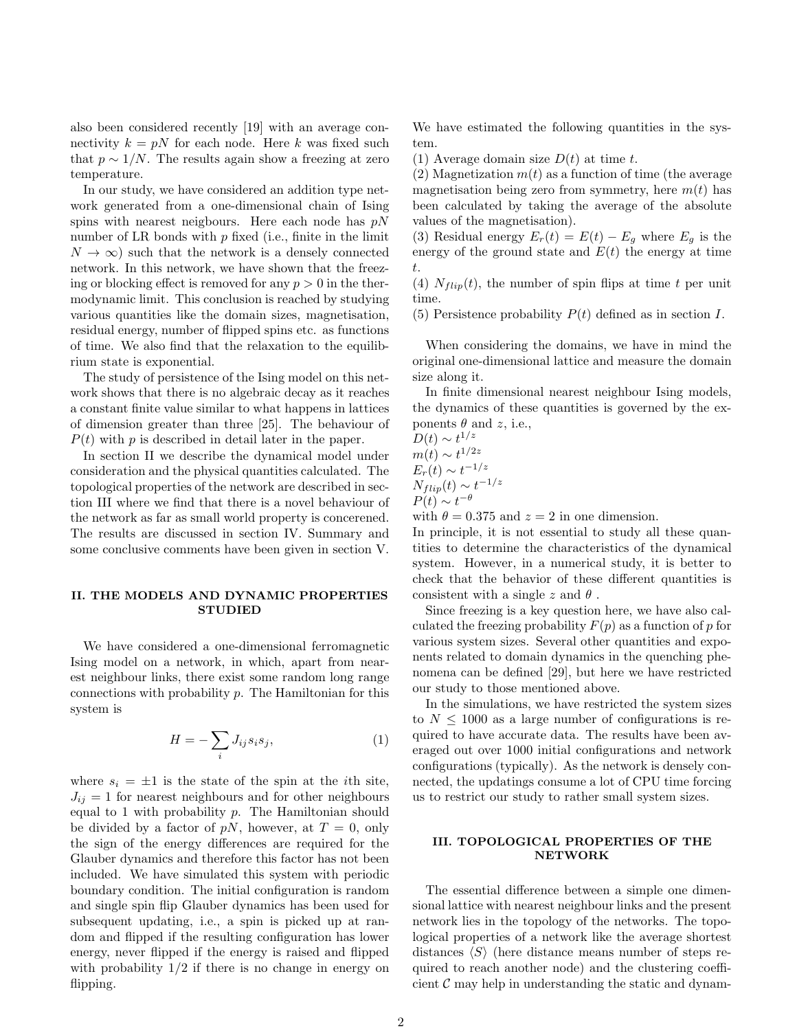also been considered recently [19] with an average connectivity $k = pN$ for each node. Here $k$ was fixed such that $p \sim 1/N$. The results again show a freezing at zero temperature.

In our study, we have considered an addition type network generated from a one-dimensional chain of Ising spins with nearest neigbours. Here each node has $pN$ number of LR bonds with $p$ fixed (i.e., finite in the limit $N \to \infty$) such that the network is a densely connected network. In this network, we have shown that the freezing or blocking effect is removed for any $p > 0$ in the thermodynamic limit. This conclusion is reached by studying various quantities like the domain sizes, magnetisation, residual energy, number of flipped spins etc. as functions of time. We also find that the relaxation to the equilibrium state is exponential.

The study of persistence of the Ising model on this network shows that there is no algebraic decay as it reaches a constant finite value similar to what happens in lattices of dimension greater than three [25]. The behaviour of $P(t)$ with $p$ is described in detail later in the paper.

In section II we describe the dynamical model under consideration and the physical quantities calculated. The topological properties of the network are described in section III where we find that there is a novel behaviour of the network as far as small world property is concerned. The results are discussed in section IV. Summary and some conclusive comments have been given in section V.

## II. THE MODELS AND DYNAMIC PROPERTIES STUDIED

We have considered a one-dimensional ferromagnetic Ising model on a network, in which, apart from nearest neighbour links, there exist some random long range connections with probability $p$. The Hamiltonian for this system is

$$H = -\sum_i J_{ij} s_i s_j, \tag{1}$$

where $s_i = \pm 1$ is the state of the spin at the $i$th site, $J_{ij} = 1$ for nearest neighbours and for other neighbours equal to 1 with probability $p$. The Hamiltonian should be divided by a factor of $pN$, however, at $T = 0$, only the sign of the energy differences are required for the Glauber dynamics and therefore this factor has not been included. We have simulated this system with periodic boundary condition. The initial configuration is random and single spin flip Glauber dynamics has been used for subsequent updating, i.e., a spin is picked up at random and flipped if the resulting configuration has lower energy, never flipped if the energy is raised and flipped with probability 1/2 if there is no change in energy on flipping.

We have estimated the following quantities in the system.

(1) Average domain size $D(t)$ at time $t$.
(2) Magnetization $m(t)$ as a function of time (the average magnetisation being zero from symmetry, here $m(t)$ has been calculated by taking the average of the absolute values of the magnetisation).
(3) Residual energy $E_r(t) = E(t) - E_g$ where $E_g$ is the energy of the ground state and $E(t)$ the energy at time $t$.
(4) $N_{flip}(t)$, the number of spin flips at time $t$ per unit time.
(5) Persistence probability $P(t)$ defined as in section $I$.

When considering the domains, we have in mind the original one-dimensional lattice and measure the domain size along it.

In finite dimensional nearest neighbour Ising models, the dynamics of these quantities is governed by the exponents $\theta$ and $z$, i.e.,
$D(t) \sim t^{1/z}$
$m(t) \sim t^{1/2z}$
$E_r(t) \sim t^{-1/z}$
$N_{flip}(t) \sim t^{-1/z}$
$P(t) \sim t^{-\theta}$
with $\theta = 0.375$ and $z = 2$ in one dimension.
In principle, it is not essential to study all these quantities to determine the characteristics of the dynamical system. However, in a numerical study, it is better to check that the behavior of these different quantities is consistent with a single $z$ and $\theta$ .

Since freezing is a key question here, we have also calculated the freezing probability $F(p)$ as a function of $p$ for various system sizes. Several other quantities and exponents related to domain dynamics in the quenching phenomena can be defined [29], but here we have restricted our study to those mentioned above.

In the simulations, we have restricted the system sizes to $N \leq 1000$ as a large number of configurations is required to have accurate data. The results have been averaged out over 1000 initial configurations and network configurations (typically). As the network is densely connected, the updatings consume a lot of CPU time forcing us to restrict our study to rather small system sizes.

## III. TOPOLOGICAL PROPERTIES OF THE NETWORK

The essential difference between a simple one dimensional lattice with nearest neighbour links and the present network lies in the topology of the networks. The topological properties of a network like the average shortest distances $\langle S \rangle$ (here distance means number of steps required to reach another node) and the clustering coefficient $\mathcal{C}$ may help in understanding the static and dynam-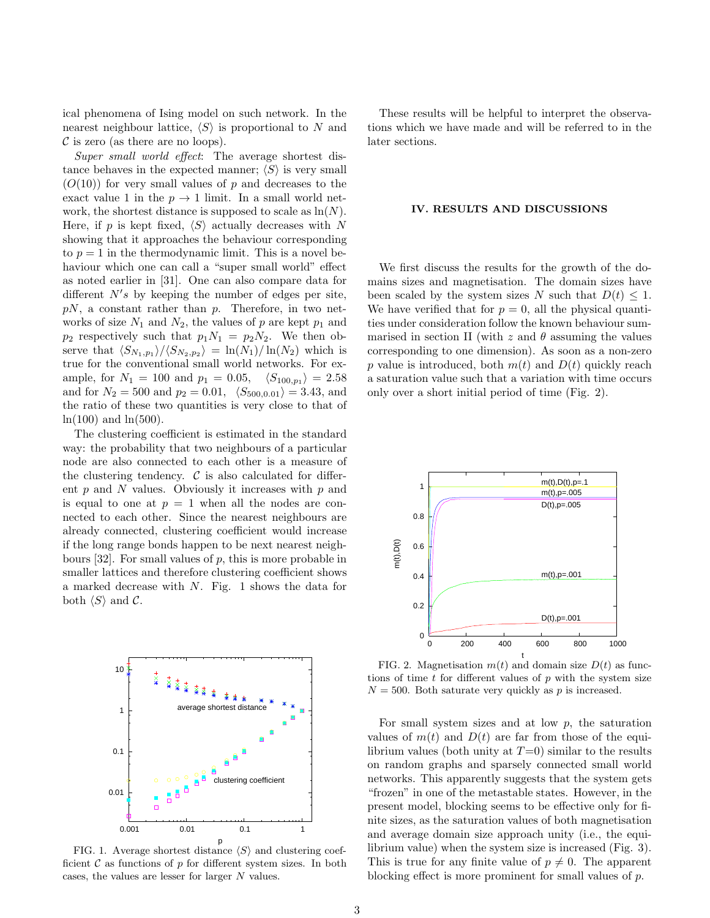ical phenomena of Ising model on such network. In the nearest neighbour lattice, $\langle S \rangle$ is proportional to $N$ and $\mathcal{C}$ is zero (as there are no loops).

*Super small world effect*: The average shortest distance behaves in the expected manner; $\langle S \rangle$ is very small ($O(10)$) for very small values of $p$ and decreases to the exact value 1 in the $p \to 1$ limit. In a small world network, the shortest distance is supposed to scale as $\ln(N)$. Here, if $p$ is kept fixed, $\langle S \rangle$ actually decreases with $N$ showing that it approaches the behaviour corresponding to $p = 1$ in the thermodynamic limit. This is a novel behaviour which one can call a "super small world" effect as noted earlier in [31]. One can also compare data for different $N's$ by keeping the number of edges per site, $pN$, a constant rather than $p$. Therefore, in two networks of size $N_1$ and $N_2$, the values of $p$ are kept $p_1$ and $p_2$ respectively such that $p_1 N_1 = p_2 N_2$. We then observe that $\langle S_{N_1,p_1} \rangle / \langle S_{N_2,p_2} \rangle = \ln(N_1)/\ln(N_2)$ which is true for the conventional small world networks. For example, for $N_1 = 100$ and $p_1 = 0.05$, $\langle S_{100,p_1} \rangle = 2.58$ and for $N_2 = 500$ and $p_2 = 0.01$, $\langle S_{500,0.01} \rangle = 3.43$, and the ratio of these two quantities is very close to that of $\ln(100)$ and $\ln(500)$.

The clustering coefficient is estimated in the standard way: the probability that two neighbours of a particular node are also connected to each other is a measure of the clustering tendency. $\mathcal{C}$ is also calculated for different $p$ and $N$ values. Obviously it increases with $p$ and is equal to one at $p = 1$ when all the nodes are connected to each other. Since the nearest neighbours are already connected, clustering coefficient would increase if the long range bonds happen to be next nearest neighbours [32]. For small values of $p$, this is more probable in smaller lattices and therefore clustering coefficient shows a marked decrease with $N$. Fig. 1 shows the data for both $\langle S \rangle$ and $\mathcal{C}$.

FIG. 1. Average shortest distance $\langle S \rangle$ and clustering coefficient $\mathcal{C}$ as functions of $p$ for different system sizes. In both cases, the values are lesser for larger $N$ values.

These results will be helpful to interpret the observations which we have made and will be referred to in the later sections.

## IV. RESULTS AND DISCUSSIONS

We first discuss the results for the growth of the domains sizes and magnetisation. The domain sizes have been scaled by the system sizes $N$ such that $D(t) \leq 1$. We have verified that for $p = 0$, all the physical quantities under consideration follow the known behaviour summarised in section II (with $z$ and $\theta$ assuming the values corresponding to one dimension). As soon as a non-zero $p$ value is introduced, both $m(t)$ and $D(t)$ quickly reach a saturation value such that a variation with time occurs only over a short initial period of time (Fig. 2).

FIG. 2. Magnetisation $m(t)$ and domain size $D(t)$ as functions of time $t$ for different values of $p$ with the system size $N = 500$. Both saturate very quickly as $p$ is increased.

For small system sizes and at low $p$, the saturation values of $m(t)$ and $D(t)$ are far from those of the equilibrium values (both unity at $T$=0) similar to the results on random graphs and sparsely connected small world networks. This apparently suggests that the system gets "frozen" in one of the metastable states. However, in the present model, blocking seems to be effective only for finite sizes, as the saturation values of both magnetisation and average domain size approach unity (i.e., the equilibrium value) when the system size is increased (Fig. 3). This is true for any finite value of $p \neq 0$. The apparent blocking effect is more prominent for small values of $p$.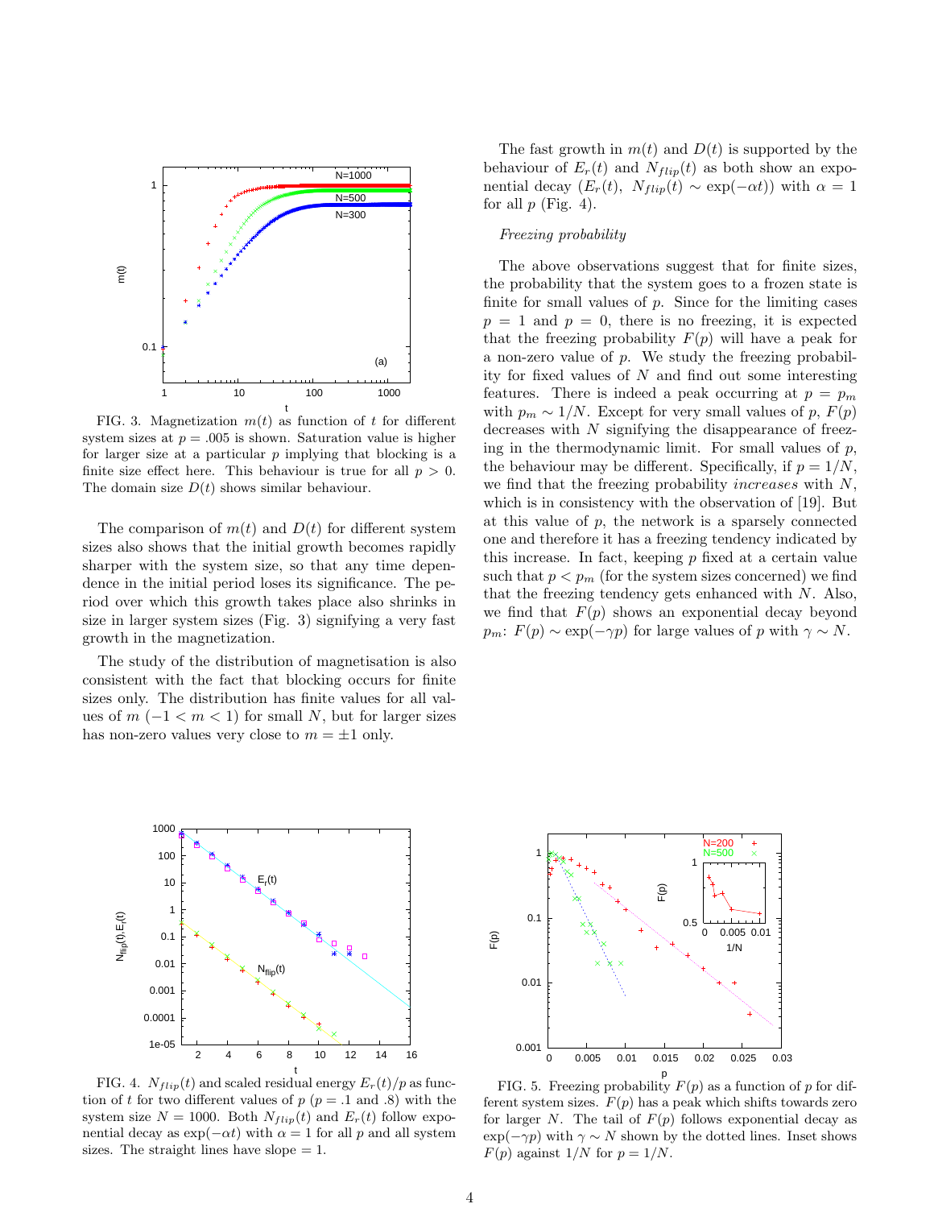FIG. 3. Magnetization $m(t)$ as function of $t$ for different system sizes at $p = .005$ is shown. Saturation value is higher for larger size at a particular $p$ implying that blocking is a finite size effect here. This behaviour is true for all $p > 0$. The domain size $D(t)$ shows similar behaviour.

The comparison of $m(t)$ and $D(t)$ for different system sizes also shows that the initial growth becomes rapidly sharper with the system size, so that any time dependence in the initial period loses its significance. The period over which this growth takes place also shrinks in size in larger system sizes (Fig. 3) signifying a very fast growth in the magnetization.

The study of the distribution of magnetisation is also consistent with the fact that blocking occurs for finite sizes only. The distribution has finite values for all values of $m$ ($-1 < m < 1$) for small $N$, but for larger sizes has non-zero values very close to $m = \pm 1$ only.

The fast growth in $m(t)$ and $D(t)$ is supported by the behaviour of $E_r(t)$ and $N_{flip}(t)$ as both show an exponential decay ($E_r(t)$, $N_{flip}(t) \sim \exp(-\alpha t)$) with $\alpha = 1$ for all $p$ (Fig. 4).

*Freezing probability*

The above observations suggest that for finite sizes, the probability that the system goes to a frozen state is finite for small values of $p$. Since for the limiting cases $p = 1$ and $p = 0$, there is no freezing, it is expected that the freezing probability $F(p)$ will have a peak for a non-zero value of $p$. We study the freezing probability for fixed values of $N$ and find out some interesting features. There is indeed a peak occurring at $p = p_m$ with $p_m \sim 1/N$. Except for very small values of $p$, $F(p)$ decreases with $N$ signifying the disappearance of freezing in the thermodynamic limit. For small values of $p$, the behaviour may be different. Specifically, if $p = 1/N$, we find that the freezing probability *increases* with $N$, which is in consistency with the observation of [19]. But at this value of $p$, the network is a sparsely connected one and therefore it has a freezing tendency indicated by this increase. In fact, keeping $p$ fixed at a certain value such that $p < p_m$ (for the system sizes concerned) we find that the freezing tendency gets enhanced with $N$. Also, we find that $F(p)$ shows an exponential decay beyond $p_m$: $F(p) \sim \exp(-\gamma p)$ for large values of $p$ with $\gamma \sim N$.

FIG. 4. $N_{flip}(t)$ and scaled residual energy $E_r(t)/p$ as function of $t$ for two different values of $p$ ($p = .1$ and $.8$) with the system size $N = 1000$. Both $N_{flip}(t)$ and $E_r(t)$ follow exponential decay as $\exp(-\alpha t)$ with $\alpha = 1$ for all $p$ and all system sizes. The straight lines have slope $= 1$.

FIG. 5. Freezing probability $F(p)$ as a function of $p$ for different system sizes. $F(p)$ has a peak which shifts towards zero for larger $N$. The tail of $F(p)$ follows exponential decay as $\exp(-\gamma p)$ with $\gamma \sim N$ shown by the dotted lines. Inset shows $F(p)$ against $1/N$ for $p = 1/N$.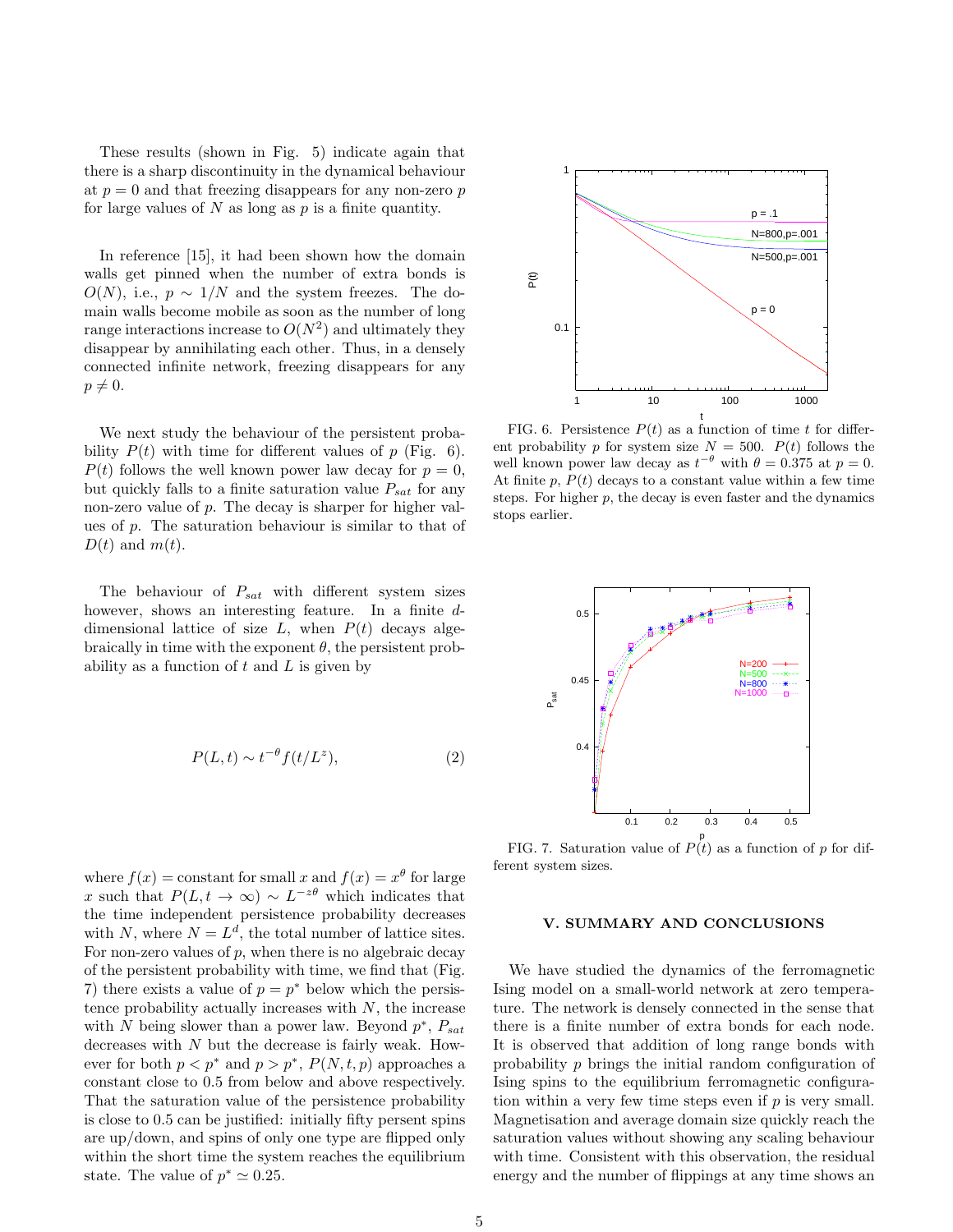These results (shown in Fig. 5) indicate again that there is a sharp discontinuity in the dynamical behaviour at $p = 0$ and that freezing disappears for any non-zero $p$ for large values of $N$ as long as $p$ is a finite quantity.

In reference [15], it had been shown how the domain walls get pinned when the number of extra bonds is $O(N)$, i.e., $p \sim 1/N$ and the system freezes. The domain walls become mobile as soon as the number of long range interactions increase to $O(N^2)$ and ultimately they disappear by annihilating each other. Thus, in a densely connected infinite network, freezing disappears for any $p \neq 0$.

We next study the behaviour of the persistent probability $P(t)$ with time for different values of $p$ (Fig. 6). $P(t)$ follows the well known power law decay for $p = 0$, but quickly falls to a finite saturation value $P_{sat}$ for any non-zero value of $p$. The decay is sharper for higher values of $p$. The saturation behaviour is similar to that of $D(t)$ and $m(t)$.

The behaviour of $P_{sat}$ with different system sizes however, shows an interesting feature. In a finite $d$-dimensional lattice of size $L$, when $P(t)$ decays algebraically in time with the exponent $\theta$, the persistent probability as a function of $t$ and $L$ is given by

$$P(L, t) \sim t^{-\theta} f(t/L^z), \tag{2}$$

where $f(x) =$ constant for small $x$ and $f(x) = x^{\theta}$ for large $x$ such that $P(L, t \to \infty) \sim L^{-z\theta}$ which indicates that the time independent persistence probability decreases with $N$, where $N = L^d$, the total number of lattice sites. For non-zero values of $p$, when there is no algebraic decay of the persistent probability with time, we find that (Fig. 7) there exists a value of $p = p^*$ below which the persistence probability actually increases with $N$, the increase with $N$ being slower than a power law. Beyond $p^*$, $P_{sat}$ decreases with $N$ but the decrease is fairly weak. However for both $p < p^*$ and $p > p^*$, $P(N, t, p)$ approaches a constant close to 0.5 from below and above respectively. That the saturation value of the persistence probability is close to 0.5 can be justified: initially fifty persent spins are up/down, and spins of only one type are flipped only within the short time the system reaches the equilibrium state. The value of $p^* \simeq 0.25$.

FIG. 6. Persistence $P(t)$ as a function of time $t$ for different probability $p$ for system size $N = 500$. $P(t)$ follows the well known power law decay as $t^{-\theta}$ with $\theta = 0.375$ at $p = 0$. At finite $p$, $P(t)$ decays to a constant value within a few time steps. For higher $p$, the decay is even faster and the dynamics stops earlier.

FIG. 7. Saturation value of $P(t)$ as a function of $p$ for different system sizes.

## V. SUMMARY AND CONCLUSIONS

We have studied the dynamics of the ferromagnetic Ising model on a small-world network at zero temperature. The network is densely connected in the sense that there is a finite number of extra bonds for each node. It is observed that addition of long range bonds with probability $p$ brings the initial random configuration of Ising spins to the equilibrium ferromagnetic configuration within a very few time steps even if $p$ is very small. Magnetisation and average domain size quickly reach the saturation values without showing any scaling behaviour with time. Consistent with this observation, the residual energy and the number of flippings at any time shows an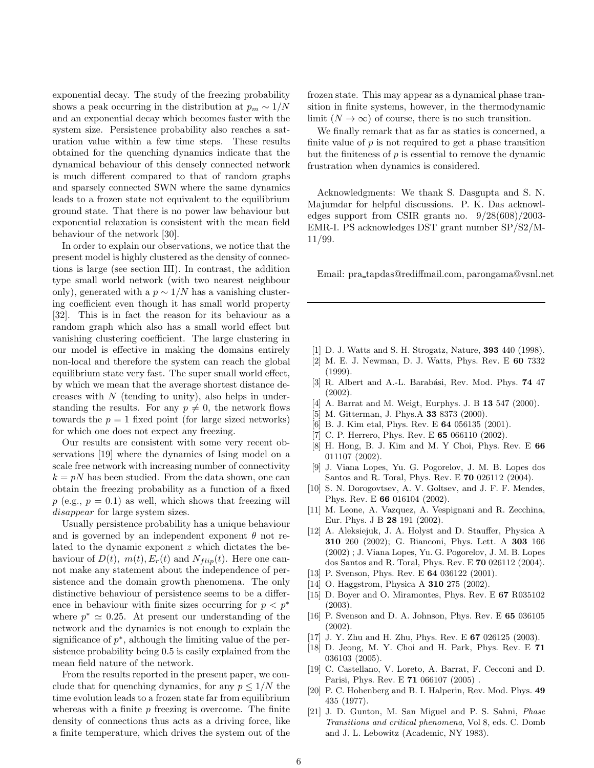exponential decay. The study of the freezing probability shows a peak occurring in the distribution at $p_m \sim 1/N$ and an exponential decay which becomes faster with the system size. Persistence probability also reaches a saturation value within a few time steps. These results obtained for the quenching dynamics indicate that the dynamical behaviour of this densely connected network is much different compared to that of random graphs and sparsely connected SWN where the same dynamics leads to a frozen state not equivalent to the equilibrium ground state. That there is no power law behaviour but exponential relaxation is consistent with the mean field behaviour of the network [30].

In order to explain our observations, we notice that the present model is highly clustered as the density of connections is large (see section III). In contrast, the addition type small world network (with two nearest neighbour only), generated with a $p \sim 1/N$ has a vanishing clustering coefficient even though it has small world property [32]. This is in fact the reason for its behaviour as a random graph which also has a small world effect but vanishing clustering coefficient. The large clustering in our model is effective in making the domains entirely non-local and therefore the system can reach the global equilibrium state very fast. The super small world effect, by which we mean that the average shortest distance decreases with $N$ (tending to unity), also helps in understanding the results. For any $p \neq 0$, the network flows towards the $p = 1$ fixed point (for large sized networks) for which one does not expect any freezing.

Our results are consistent with some very recent observations [19] where the dynamics of Ising model on a scale free network with increasing number of connectivity $k = pN$ has been studied. From the data shown, one can obtain the freezing probability as a function of a fixed $p$ (e.g., $p = 0.1$) as well, which shows that freezing will *disappear* for large system sizes.

Usually persistence probability has a unique behaviour and is governed by an independent exponent $\theta$ not related to the dynamic exponent $z$ which dictates the behaviour of $D(t)$, $m(t), E_r(t)$ and $N_{flip}(t)$. Here one cannot make any statement about the independence of persistence and the domain growth phenomena. The only distinctive behaviour of persistence seems to be a difference in behaviour with finite sizes occurring for $p < p^*$ where $p^* \simeq 0.25$. At present our understanding of the network and the dynamics is not enough to explain the significance of $p^*$, although the limiting value of the persistence probability being 0.5 is easily explained from the mean field nature of the network.

From the results reported in the present paper, we conclude that for quenching dynamics, for any $p \leq 1/N$ the time evolution leads to a frozen state far from equilibrium whereas with a finite $p$ freezing is overcome. The finite density of connections thus acts as a driving force, like a finite temperature, which drives the system out of the frozen state. This may appear as a dynamical phase transition in finite systems, however, in the thermodynamic limit ($N \to \infty$) of course, there is no such transition.

We finally remark that as far as statics is concerned, a finite value of $p$ is not required to get a phase transition but the finiteness of $p$ is essential to remove the dynamic frustration when dynamics is considered.

Acknowledgments: We thank S. Dasgupta and S. N. Majumdar for helpful discussions. P. K. Das acknowledges support from CSIR grants no. 9/28(608)/2003-EMR-I. PS acknowledges DST grant number SP/S2/M-11/99.

Email: pra_tapdas@rediffmail.com, parongama@vsnl.net

---

[1] D. J. Watts and S. H. Strogatz, Nature, **393** 440 (1998).

[2] M. E. J. Newman, D. J. Watts, Phys. Rev. E **60** 7332 (1999).

[3] R. Albert and A.-L. Barabási, Rev. Mod. Phys. **74** 47 (2002).

[4] A. Barrat and M. Weigt, Eurphys. J. B **13** 547 (2000).

[5] M. Gitterman, J. Phys.A **33** 8373 (2000).

[6] B. J. Kim etal, Phys. Rev. E **64** 056135 (2001).

[7] C. P. Herrero, Phys. Rev. E **65** 066110 (2002).

[8] H. Hong, B. J. Kim and M. Y Choi, Phys. Rev. E **66** 011107 (2002).

[9] J. Viana Lopes, Yu. G. Pogorelov, J. M. B. Lopes dos Santos and R. Toral, Phys. Rev. E **70** 026112 (2004).

[10] S. N. Dorogovtsev, A. V. Goltsev, and J. F. F. Mendes, Phys. Rev. E **66** 016104 (2002).

[11] M. Leone, A. Vazquez, A. Vespignani and R. Zecchina, Eur. Phys. J B **28** 191 (2002).

[12] A. Aleksiejuk, J. A. Holyst and D. Stauffer, Physica A **310** 260 (2002); G. Bianconi, Phys. Lett. A **303** 166 (2002) ; J. Viana Lopes, Yu. G. Pogorelov, J. M. B. Lopes dos Santos and R. Toral, Phys. Rev. E **70** 026112 (2004).

[13] P. Svenson, Phys. Rev. E **64** 036122 (2001).

[14] O. Haggstrom, Physica A **310** 275 (2002).

[15] D. Boyer and O. Miramontes, Phys. Rev. E **67** R035102 (2003).

[16] P. Svenson and D. A. Johnson, Phys. Rev. E **65** 036105 (2002).

[17] J. Y. Zhu and H. Zhu, Phys. Rev. E **67** 026125 (2003).

[18] D. Jeong, M. Y. Choi and H. Park, Phys. Rev. E **71** 036103 (2005).

[19] C. Castellano, V. Loreto, A. Barrat, F. Cecconi and D. Parisi, Phys. Rev. E **71** 066107 (2005) .

[20] P. C. Hohenberg and B. I. Halperin, Rev. Mod. Phys. **49** 435 (1977).

[21] J. D. Gunton, M. San Miguel and P. S. Sahni, *Phase Transitions and critical phenomena*, Vol 8, eds. C. Domb and J. L. Lebowitz (Academic, NY 1983).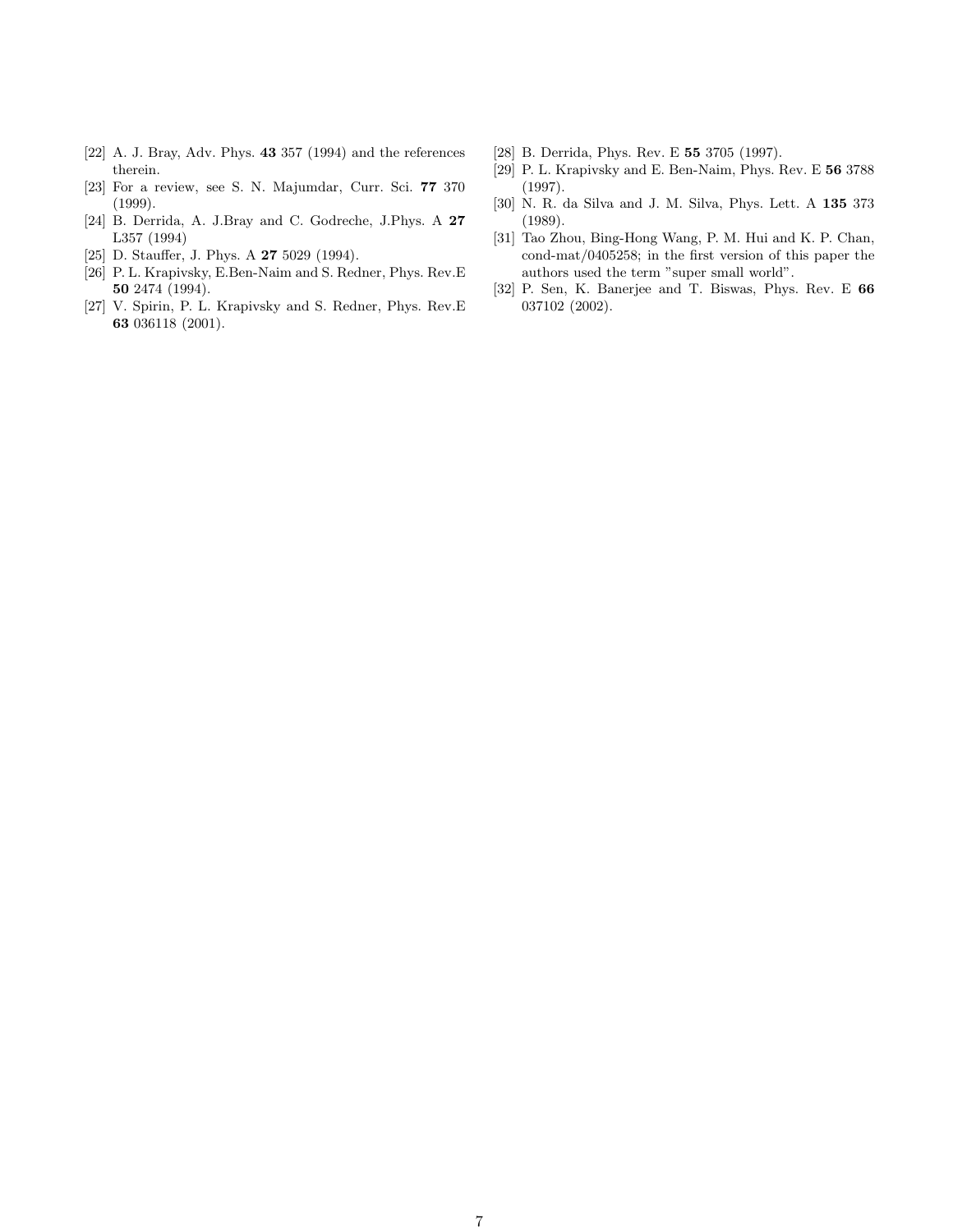[22] A. J. Bray, Adv. Phys. **43** 357 (1994) and the references therein.

[23] For a review, see S. N. Majumdar, Curr. Sci. **77** 370 (1999).

[24] B. Derrida, A. J.Bray and C. Godreche, J.Phys. A **27** L357 (1994)

[25] D. Stauffer, J. Phys. A **27** 5029 (1994).

[26] P. L. Krapivsky, E.Ben-Naim and S. Redner, Phys. Rev.E **50** 2474 (1994).

[27] V. Spirin, P. L. Krapivsky and S. Redner, Phys. Rev.E **63** 036118 (2001).

[28] B. Derrida, Phys. Rev. E **55** 3705 (1997).

[29] P. L. Krapivsky and E. Ben-Naim, Phys. Rev. E **56** 3788 (1997).

[30] N. R. da Silva and J. M. Silva, Phys. Lett. A **135** 373 (1989).

[31] Tao Zhou, Bing-Hong Wang, P. M. Hui and K. P. Chan, cond-mat/0405258; in the first version of this paper the authors used the term "super small world".

[32] P. Sen, K. Banerjee and T. Biswas, Phys. Rev. E **66** 037102 (2002).